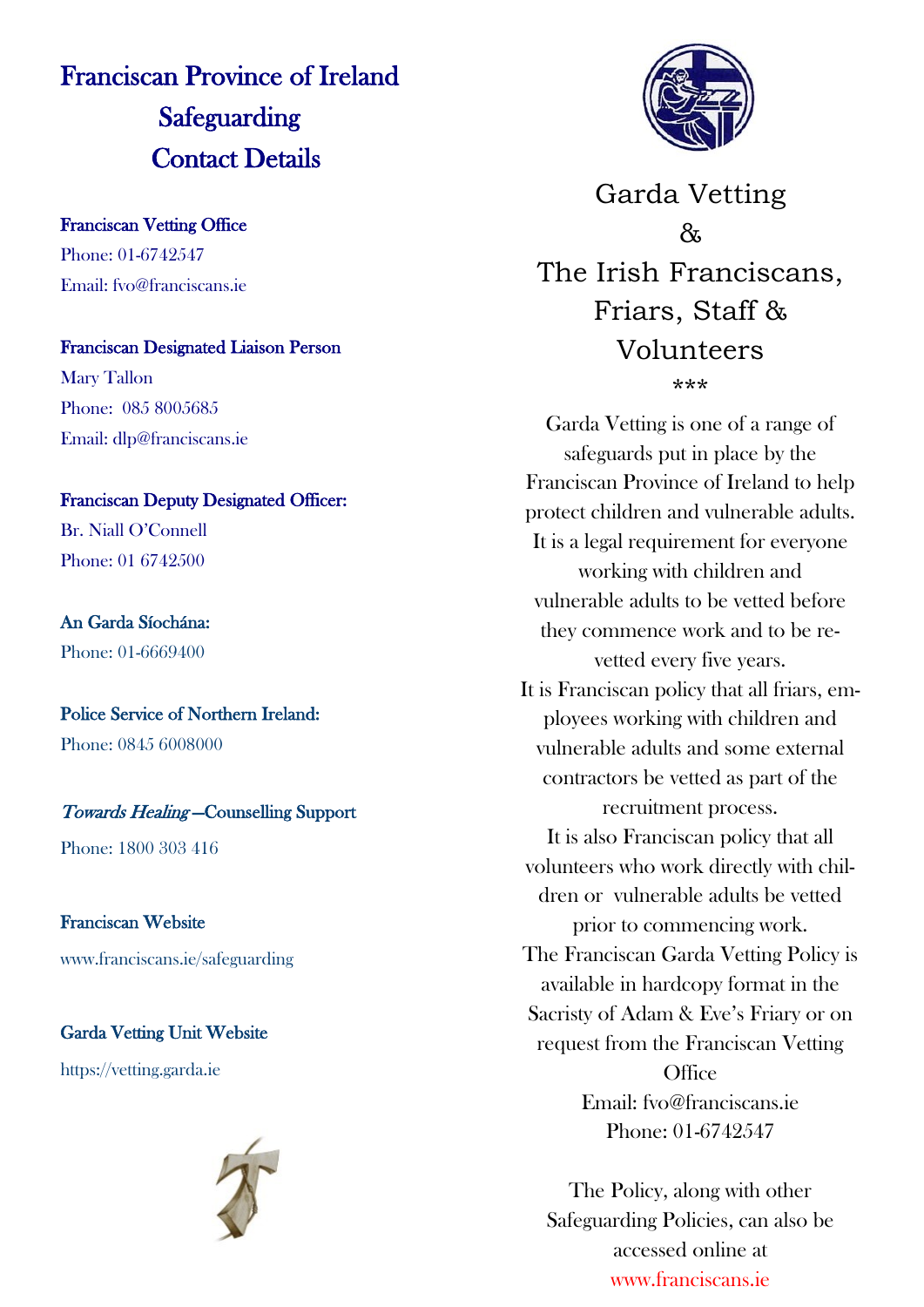# Franciscan Province of Ireland
# Safeguarding
# Contact Details

**Franciscan Vetting Office**
Phone: 01-6742547
Email: fvo@franciscans.ie

**Franciscan Designated Liaison Person**
Mary Tallon
Phone: 085 8005685
Email: dlp@franciscans.ie

**Franciscan Deputy Designated Officer:**
Br. Niall O'Connell
Phone: 01 6742500

**An Garda Síochána:**
Phone: 01-6669400

**Police Service of Northern Ireland:**
Phone: 0845 6008000

***Towards Healing* —Counselling Support**
Phone: 1800 303 416

**Franciscan Website**
www.franciscans.ie/safeguarding

**Garda Vetting Unit Website**
https://vetting.garda.ie

# Garda Vetting & The Irish Franciscans, Friars, Staff & Volunteers

***

Garda Vetting is one of a range of safeguards put in place by the Franciscan Province of Ireland to help protect children and vulnerable adults. It is a legal requirement for everyone working with children and vulnerable adults to be vetted before they commence work and to be re-vetted every five years.

It is Franciscan policy that all friars, employees working with children and vulnerable adults and some external contractors be vetted as part of the recruitment process.

It is also Franciscan policy that all volunteers who work directly with children or vulnerable adults be vetted prior to commencing work.

The Franciscan Garda Vetting Policy is available in hardcopy format in the Sacristy of Adam & Eve's Friary or on request from the Franciscan Vetting Office
Email: fvo@franciscans.ie
Phone: 01-6742547

The Policy, along with other Safeguarding Policies, can also be accessed online at www.franciscans.ie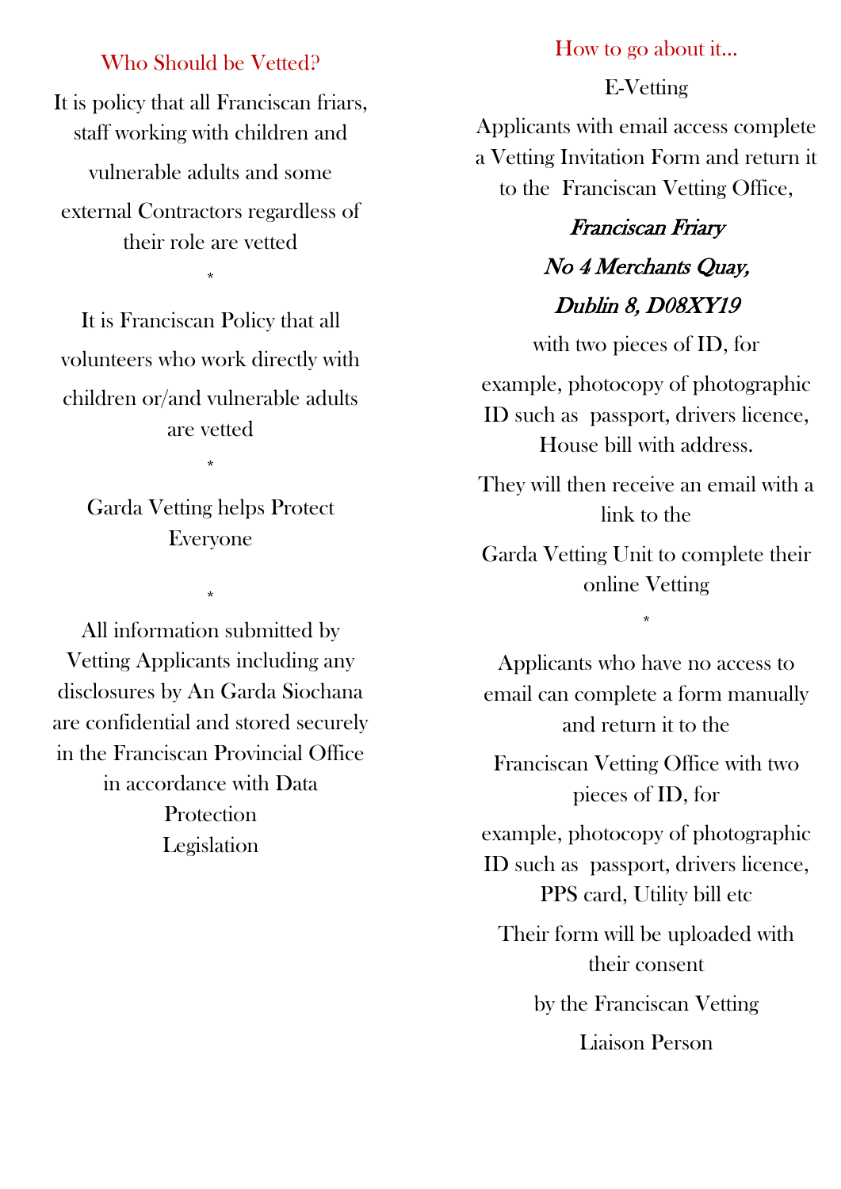## Who Should be Vetted?

It is policy that all Franciscan friars, staff working with children and vulnerable adults and some external Contractors regardless of their role are vetted

*

It is Franciscan Policy that all volunteers who work directly with children or/and vulnerable adults are vetted

*

Garda Vetting helps Protect Everyone

*

All information submitted by Vetting Applicants including any disclosures by An Garda Siochana are confidential and stored securely in the Franciscan Provincial Office in accordance with Data Protection Legislation

## How to go about it...

E-Vetting

Applicants with email access complete a Vetting Invitation Form and return it to the Franciscan Vetting Office,

***Franciscan Friary***

***No 4 Merchants Quay,***

***Dublin 8, D08XY19***

with two pieces of ID, for example, photocopy of photographic ID such as passport, drivers licence, House bill with address.

They will then receive an email with a link to the Garda Vetting Unit to complete their online Vetting

*

Applicants who have no access to email can complete a form manually and return it to the Franciscan Vetting Office with two pieces of ID, for example, photocopy of photographic ID such as passport, drivers licence, PPS card, Utility bill etc

Their form will be uploaded with their consent by the Franciscan Vetting Liaison Person